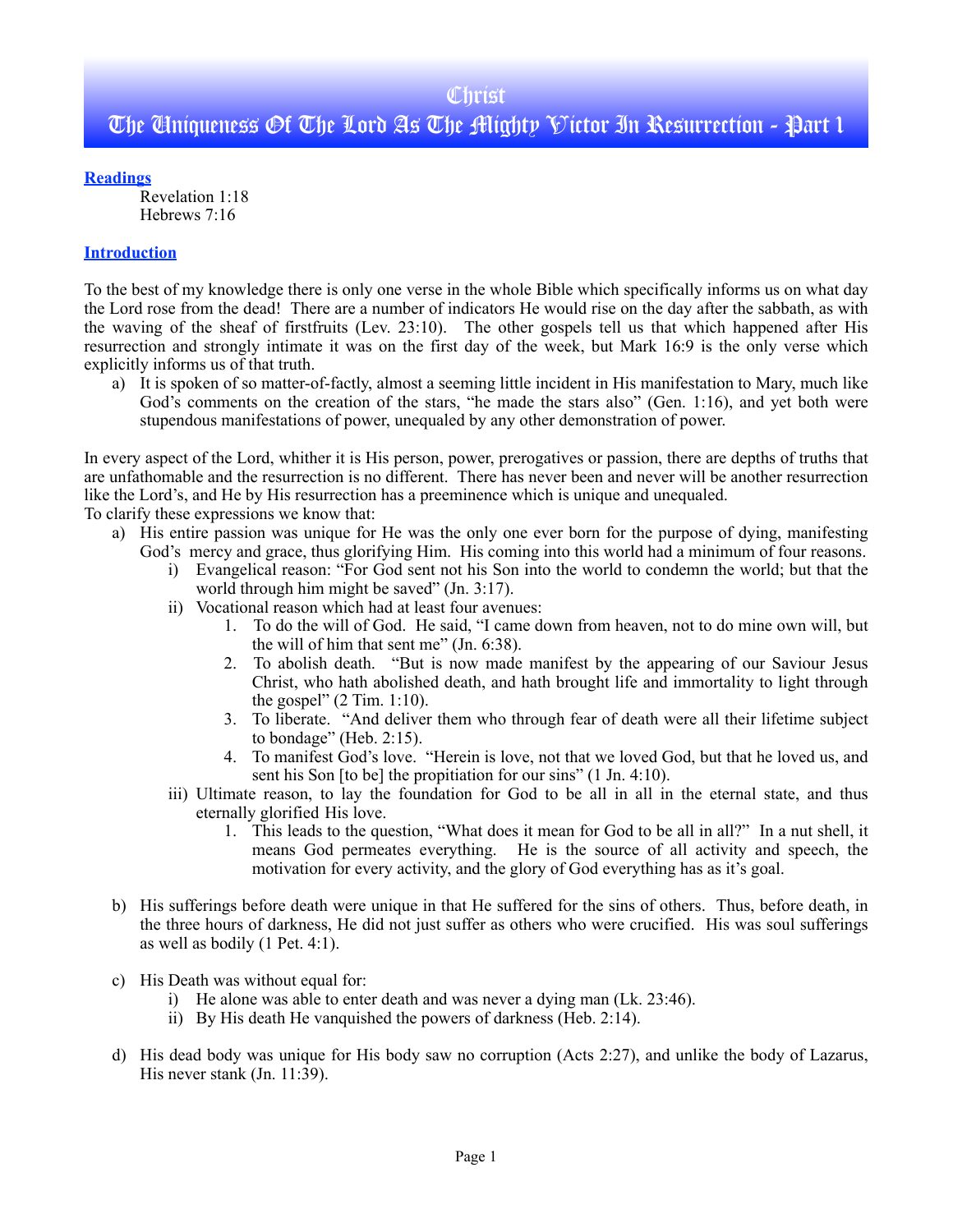# Christ

# The Uniqueness Of The Lord As The Mighty Victor In Resurrection - Part 1

**Readings**

Revelation 1:18
Hebrews 7:16

**Introduction**

To the best of my knowledge there is only one verse in the whole Bible which specifically informs us on what day the Lord rose from the dead! There are a number of indicators He would rise on the day after the sabbath, as with the waving of the sheaf of firstfruits (Lev. 23:10). The other gospels tell us that which happened after His resurrection and strongly intimate it was on the first day of the week, but Mark 16:9 is the only verse which explicitly informs us of that truth.

a) It is spoken of so matter-of-factly, almost a seeming little incident in His manifestation to Mary, much like God's comments on the creation of the stars, "he made the stars also" (Gen. 1:16), and yet both were stupendous manifestations of power, unequaled by any other demonstration of power.

In every aspect of the Lord, whither it is His person, power, prerogatives or passion, there are depths of truths that are unfathomable and the resurrection is no different. There has never been and never will be another resurrection like the Lord's, and He by His resurrection has a preeminence which is unique and unequaled.
To clarify these expressions we know that:

a) His entire passion was unique for He was the only one ever born for the purpose of dying, manifesting God's mercy and grace, thus glorifying Him. His coming into this world had a minimum of four reasons.
   i) Evangelical reason: "For God sent not his Son into the world to condemn the world; but that the world through him might be saved" (Jn. 3:17).
   ii) Vocational reason which had at least four avenues:
      1. To do the will of God. He said, "I came down from heaven, not to do mine own will, but the will of him that sent me" (Jn. 6:38).
      2. To abolish death. "But is now made manifest by the appearing of our Saviour Jesus Christ, who hath abolished death, and hath brought life and immortality to light through the gospel" (2 Tim. 1:10).
      3. To liberate. "And deliver them who through fear of death were all their lifetime subject to bondage" (Heb. 2:15).
      4. To manifest God's love. "Herein is love, not that we loved God, but that he loved us, and sent his Son [to be] the propitiation for our sins" (1 Jn. 4:10).
   iii) Ultimate reason, to lay the foundation for God to be all in all in the eternal state, and thus eternally glorified His love.
      1. This leads to the question, "What does it mean for God to be all in all?" In a nut shell, it means God permeates everything. He is the source of all activity and speech, the motivation for every activity, and the glory of God everything has as it's goal.

b) His sufferings before death were unique in that He suffered for the sins of others. Thus, before death, in the three hours of darkness, He did not just suffer as others who were crucified. His was soul sufferings as well as bodily (1 Pet. 4:1).

c) His Death was without equal for:
   i) He alone was able to enter death and was never a dying man (Lk. 23:46).
   ii) By His death He vanquished the powers of darkness (Heb. 2:14).

d) His dead body was unique for His body saw no corruption (Acts 2:27), and unlike the body of Lazarus, His never stank (Jn. 11:39).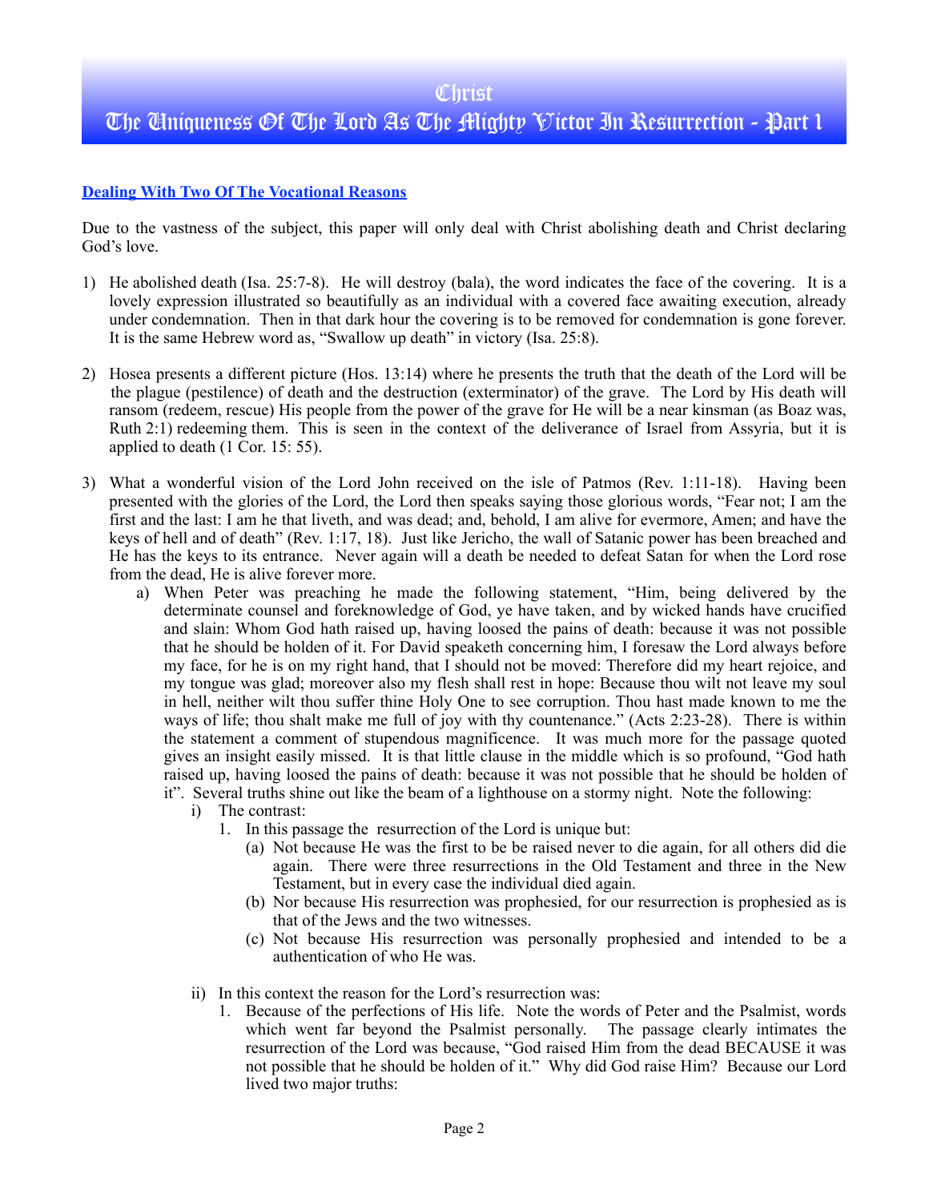# Christ

# The Uniqueness Of The Lord As The Mighty Victor In Resurrection - Part 1

**Dealing With Two Of The Vocational Reasons**

Due to the vastness of the subject, this paper will only deal with Christ abolishing death and Christ declaring God's love.

1) He abolished death (Isa. 25:7-8). He will destroy (bala), the word indicates the face of the covering. It is a lovely expression illustrated so beautifully as an individual with a covered face awaiting execution, already under condemnation. Then in that dark hour the covering is to be removed for condemnation is gone forever. It is the same Hebrew word as, "Swallow up death" in victory (Isa. 25:8).

2) Hosea presents a different picture (Hos. 13:14) where he presents the truth that the death of the Lord will be the plague (pestilence) of death and the destruction (exterminator) of the grave. The Lord by His death will ransom (redeem, rescue) His people from the power of the grave for He will be a near kinsman (as Boaz was, Ruth 2:1) redeeming them. This is seen in the context of the deliverance of Israel from Assyria, but it is applied to death (1 Cor. 15: 55).

3) What a wonderful vision of the Lord John received on the isle of Patmos (Rev. 1:11-18). Having been presented with the glories of the Lord, the Lord then speaks saying those glorious words, "Fear not; I am the first and the last: I am he that liveth, and was dead; and, behold, I am alive for evermore, Amen; and have the keys of hell and of death" (Rev. 1:17, 18). Just like Jericho, the wall of Satanic power has been breached and He has the keys to its entrance. Never again will a death be needed to defeat Satan for when the Lord rose from the dead, He is alive forever more.
   a) When Peter was preaching he made the following statement, "Him, being delivered by the determinate counsel and foreknowledge of God, ye have taken, and by wicked hands have crucified and slain: Whom God hath raised up, having loosed the pains of death: because it was not possible that he should be holden of it. For David speaketh concerning him, I foresaw the Lord always before my face, for he is on my right hand, that I should not be moved: Therefore did my heart rejoice, and my tongue was glad; moreover also my flesh shall rest in hope: Because thou wilt not leave my soul in hell, neither wilt thou suffer thine Holy One to see corruption. Thou hast made known to me the ways of life; thou shalt make me full of joy with thy countenance." (Acts 2:23-28). There is within the statement a comment of stupendous magnificence. It was much more for the passage quoted gives an insight easily missed. It is that little clause in the middle which is so profound, "God hath raised up, having loosed the pains of death: because it was not possible that he should be holden of it". Several truths shine out like the beam of a lighthouse on a stormy night. Note the following:
      i) The contrast:
         1. In this passage the resurrection of the Lord is unique but:
            (a) Not because He was the first to be be raised never to die again, for all others did die again. There were three resurrections in the Old Testament and three in the New Testament, but in every case the individual died again.
            (b) Nor because His resurrection was prophesied, for our resurrection is prophesied as is that of the Jews and the two witnesses.
            (c) Not because His resurrection was personally prophesied and intended to be a authentication of who He was.
      ii) In this context the reason for the Lord's resurrection was:
         1. Because of the perfections of His life. Note the words of Peter and the Psalmist, words which went far beyond the Psalmist personally. The passage clearly intimates the resurrection of the Lord was because, "God raised Him from the dead BECAUSE it was not possible that he should be holden of it." Why did God raise Him? Because our Lord lived two major truths: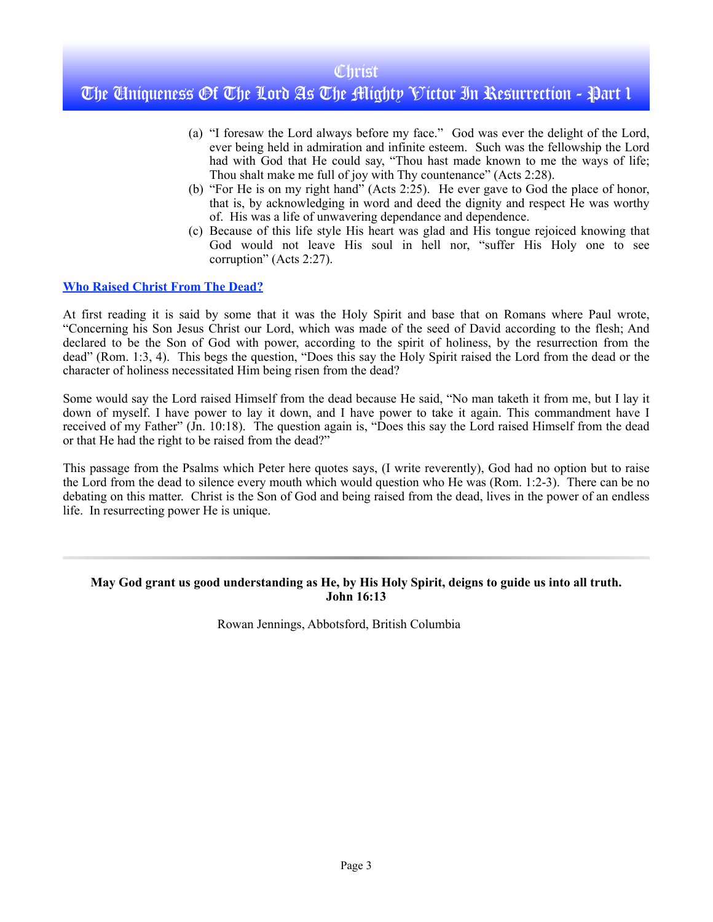(a) “I foresaw the Lord always before my face.” God was ever the delight of the Lord, ever being held in admiration and infinite esteem. Such was the fellowship the Lord had with God that He could say, “Thou hast made known to me the ways of life; Thou shalt make me full of joy with Thy countenance” (Acts 2:28).

(b) “For He is on my right hand” (Acts 2:25). He ever gave to God the place of honor, that is, by acknowledging in word and deed the dignity and respect He was worthy of. His was a life of unwavering dependance and dependence.

(c) Because of this life style His heart was glad and His tongue rejoiced knowing that God would not leave His soul in hell nor, “suffer His Holy one to see corruption” (Acts 2:27).

**Who Raised Christ From The Dead?**

At first reading it is said by some that it was the Holy Spirit and base that on Romans where Paul wrote, “Concerning his Son Jesus Christ our Lord, which was made of the seed of David according to the flesh; And declared to be the Son of God with power, according to the spirit of holiness, by the resurrection from the dead” (Rom. 1:3, 4). This begs the question, “Does this say the Holy Spirit raised the Lord from the dead or the character of holiness necessitated Him being risen from the dead?

Some would say the Lord raised Himself from the dead because He said, “No man taketh it from me, but I lay it down of myself. I have power to lay it down, and I have power to take it again. This commandment have I received of my Father” (Jn. 10:18). The question again is, “Does this say the Lord raised Himself from the dead or that He had the right to be raised from the dead?”

This passage from the Psalms which Peter here quotes says, (I write reverently), God had no option but to raise the Lord from the dead to silence every mouth which would question who He was (Rom. 1:2-3). There can be no debating on this matter. Christ is the Son of God and being raised from the dead, lives in the power of an endless life. In resurrecting power He is unique.

---

**May God grant us good understanding as He, by His Holy Spirit, deigns to guide us into all truth. John 16:13**

Rowan Jennings, Abbotsford, British Columbia